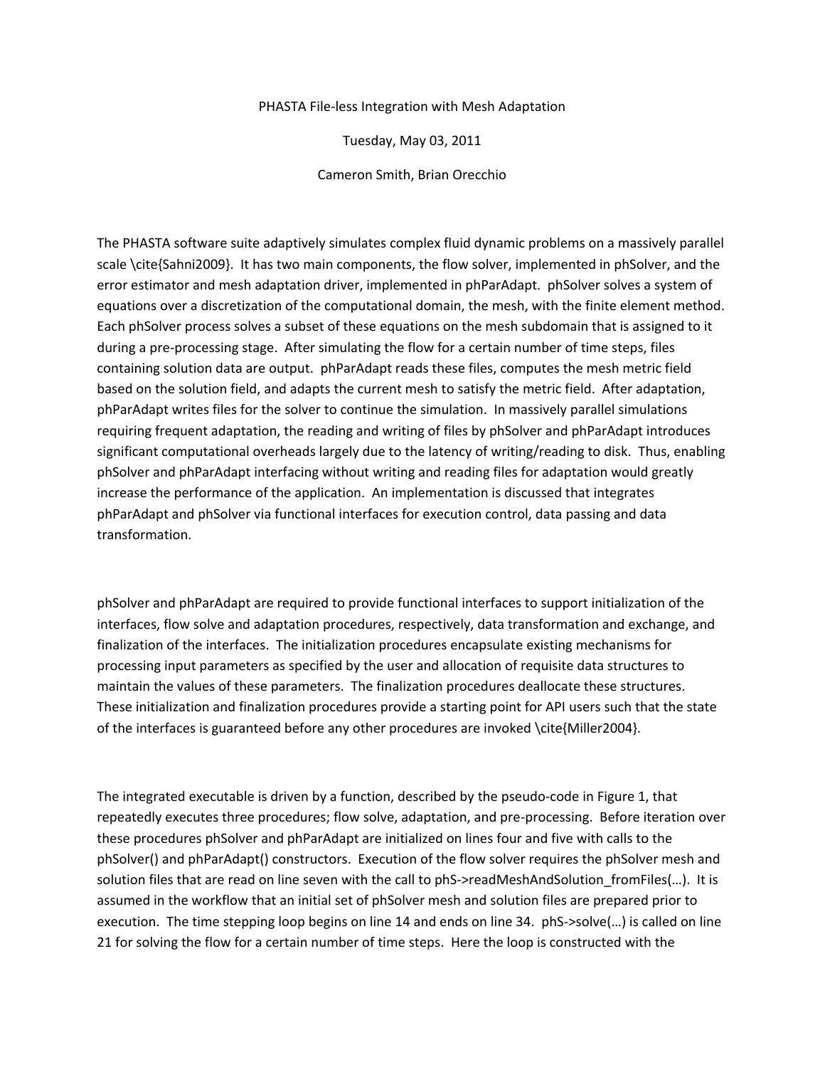# PHASTA File-less Integration with Mesh Adaptation

Tuesday, May 03, 2011

Cameron Smith, Brian Orecchio

The PHASTA software suite adaptively simulates complex fluid dynamic problems on a massively parallel scale \cite{Sahni2009}. It has two main components, the flow solver, implemented in phSolver, and the error estimator and mesh adaptation driver, implemented in phParAdapt. phSolver solves a system of equations over a discretization of the computational domain, the mesh, with the finite element method. Each phSolver process solves a subset of these equations on the mesh subdomain that is assigned to it during a pre-processing stage. After simulating the flow for a certain number of time steps, files containing solution data are output. phParAdapt reads these files, computes the mesh metric field based on the solution field, and adapts the current mesh to satisfy the metric field. After adaptation, phParAdapt writes files for the solver to continue the simulation. In massively parallel simulations requiring frequent adaptation, the reading and writing of files by phSolver and phParAdapt introduces significant computational overheads largely due to the latency of writing/reading to disk. Thus, enabling phSolver and phParAdapt interfacing without writing and reading files for adaptation would greatly increase the performance of the application. An implementation is discussed that integrates phParAdapt and phSolver via functional interfaces for execution control, data passing and data transformation.

phSolver and phParAdapt are required to provide functional interfaces to support initialization of the interfaces, flow solve and adaptation procedures, respectively, data transformation and exchange, and finalization of the interfaces. The initialization procedures encapsulate existing mechanisms for processing input parameters as specified by the user and allocation of requisite data structures to maintain the values of these parameters. The finalization procedures deallocate these structures. These initialization and finalization procedures provide a starting point for API users such that the state of the interfaces is guaranteed before any other procedures are invoked \cite{Miller2004}.

The integrated executable is driven by a function, described by the pseudo-code in Figure 1, that repeatedly executes three procedures; flow solve, adaptation, and pre-processing. Before iteration over these procedures phSolver and phParAdapt are initialized on lines four and five with calls to the phSolver() and phParAdapt() constructors. Execution of the flow solver requires the phSolver mesh and solution files that are read on line seven with the call to phS->readMeshAndSolution_fromFiles(…). It is assumed in the workflow that an initial set of phSolver mesh and solution files are prepared prior to execution. The time stepping loop begins on line 14 and ends on line 34. phS->solve(…) is called on line 21 for solving the flow for a certain number of time steps. Here the loop is constructed with the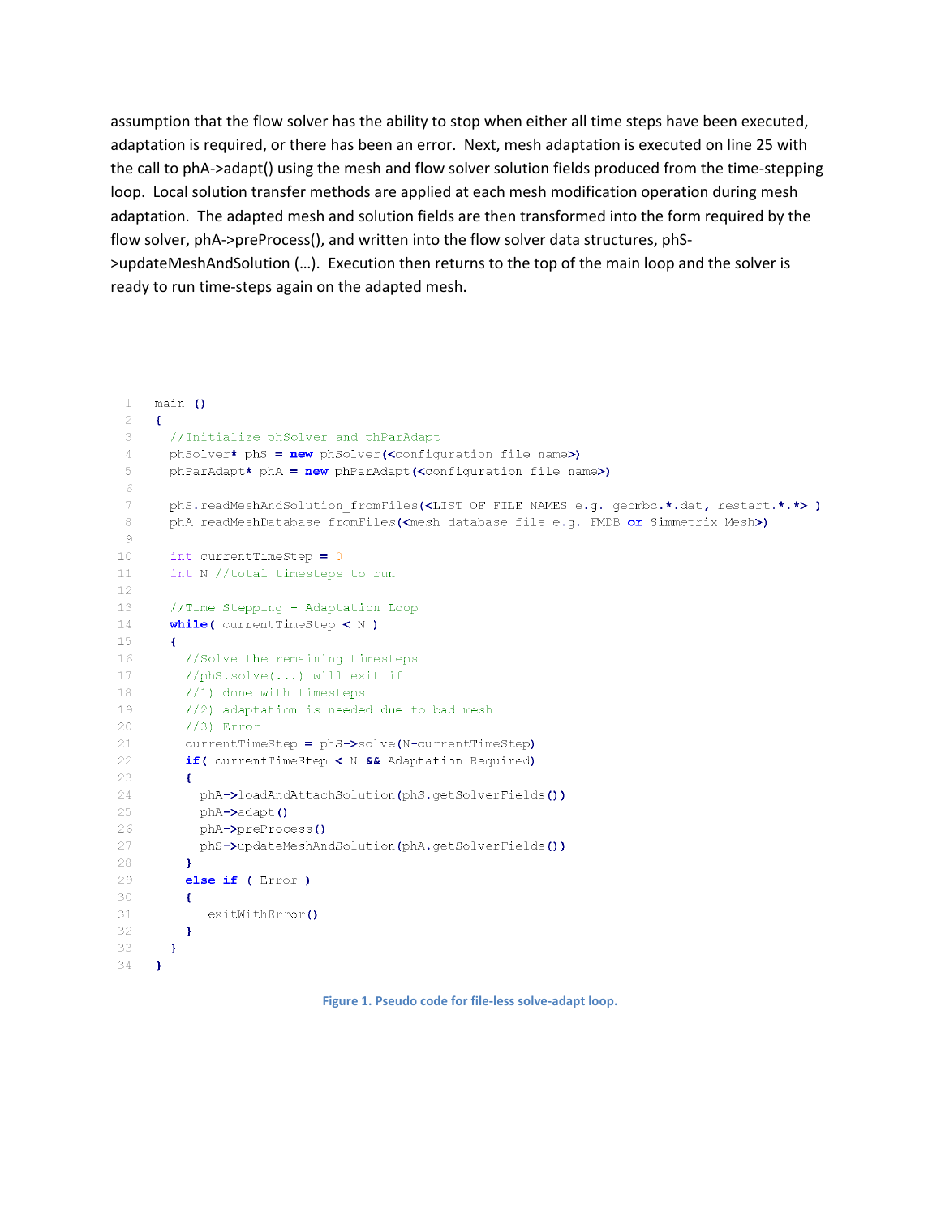assumption that the flow solver has the ability to stop when either all time steps have been executed, adaptation is required, or there has been an error. Next, mesh adaptation is executed on line 25 with the call to phA->adapt() using the mesh and flow solver solution fields produced from the time-stepping loop. Local solution transfer methods are applied at each mesh modification operation during mesh adaptation. The adapted mesh and solution fields are then transformed into the form required by the flow solver, phA->preProcess(), and written into the flow solver data structures, phS->updateMeshAndSolution (…). Execution then returns to the top of the main loop and the solver is ready to run time-steps again on the adapted mesh.

```
 1  main ()
 2  {
 3    //Initialize phSolver and phParAdapt
 4    phSolver* phS = new phSolver(<configuration file name>)
 5    phParAdapt* phA = new phParAdapt(<configuration file name>)
 6
 7    phS.readMeshAndSolution_fromFiles(<LIST OF FILE NAMES e.g. geombc.*.dat, restart.*.*> )
 8    phA.readMeshDatabase_fromFiles(<mesh database file e.g. FMDB or Simmetrix Mesh>)
 9
10    int currentTimeStep = 0
11    int N //total timesteps to run
12
13    //Time Stepping - Adaptation Loop
14    while( currentTimeStep < N )
15    {
16      //Solve the remaining timesteps
17      //phS.solve(...) will exit if
18      //1) done with timesteps
19      //2) adaptation is needed due to bad mesh
20      //3) Error
21      currentTimeStep = phS->solve(N-currentTimeStep)
22      if( currentTimeStep < N && Adaptation Required)
23      {
24        phA->loadAndAttachSolution(phS.getSolverFields())
25        phA->adapt()
26        phA->preProcess()
27        phS->updateMeshAndSolution(phA.getSolverFields())
28      }
29      else if ( Error )
30      {
31         exitWithError()
32      }
33    }
34  }
```

**Figure 1. Pseudo code for file-less solve-adapt loop.**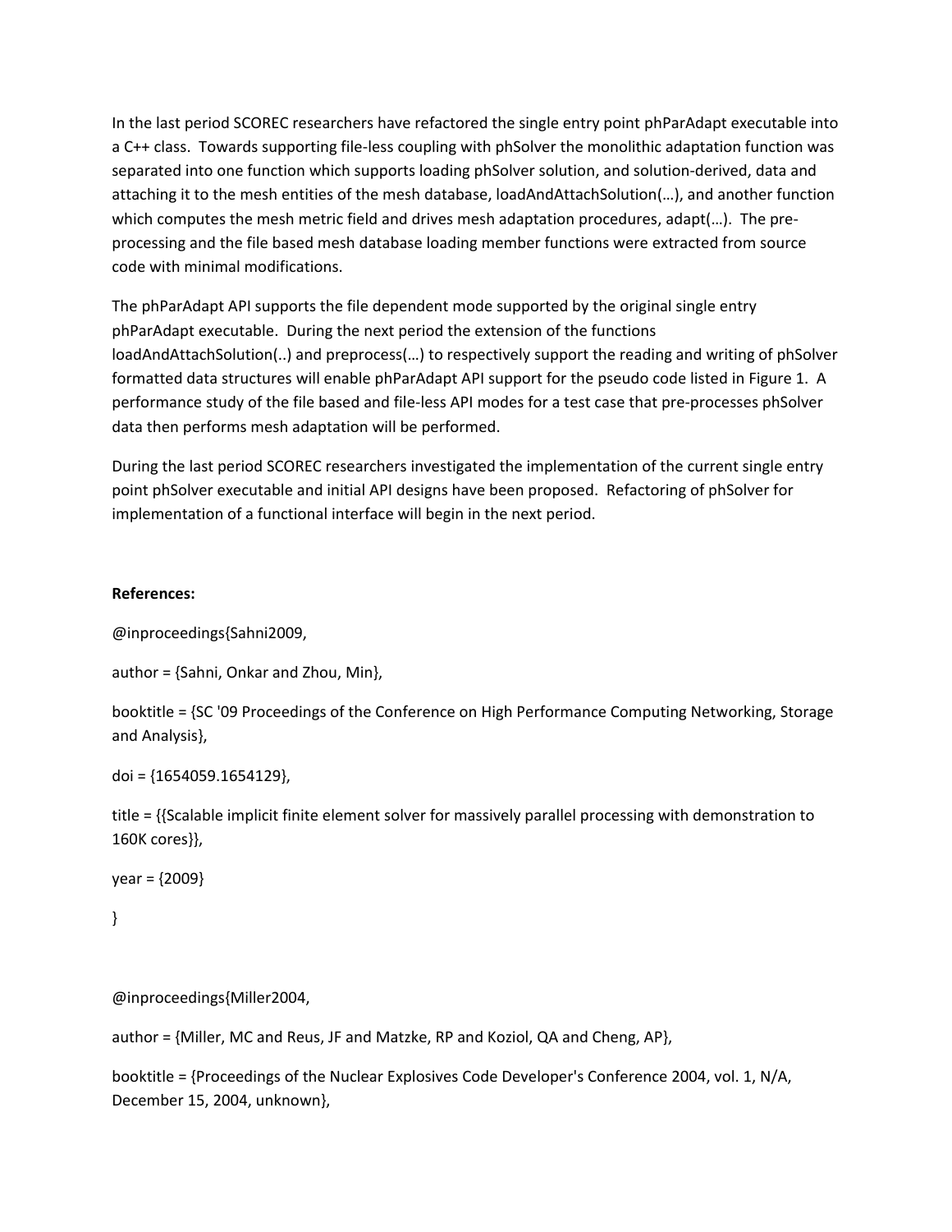In the last period SCOREC researchers have refactored the single entry point phParAdapt executable into a C++ class. Towards supporting file-less coupling with phSolver the monolithic adaptation function was separated into one function which supports loading phSolver solution, and solution-derived, data and attaching it to the mesh entities of the mesh database, loadAndAttachSolution(…), and another function which computes the mesh metric field and drives mesh adaptation procedures, adapt(…). The pre-processing and the file based mesh database loading member functions were extracted from source code with minimal modifications.

The phParAdapt API supports the file dependent mode supported by the original single entry phParAdapt executable. During the next period the extension of the functions loadAndAttachSolution(..) and preprocess(…) to respectively support the reading and writing of phSolver formatted data structures will enable phParAdapt API support for the pseudo code listed in Figure 1. A performance study of the file based and file-less API modes for a test case that pre-processes phSolver data then performs mesh adaptation will be performed.

During the last period SCOREC researchers investigated the implementation of the current single entry point phSolver executable and initial API designs have been proposed. Refactoring of phSolver for implementation of a functional interface will begin in the next period.

**References:**

@inproceedings{Sahni2009,

author = {Sahni, Onkar and Zhou, Min},

booktitle = {SC '09 Proceedings of the Conference on High Performance Computing Networking, Storage and Analysis},

doi = {1654059.1654129},

title = {{Scalable implicit finite element solver for massively parallel processing with demonstration to 160K cores}},

year = {2009}

}

@inproceedings{Miller2004,

author = {Miller, MC and Reus, JF and Matzke, RP and Koziol, QA and Cheng, AP},

booktitle = {Proceedings of the Nuclear Explosives Code Developer's Conference 2004, vol. 1, N/A, December 15, 2004, unknown},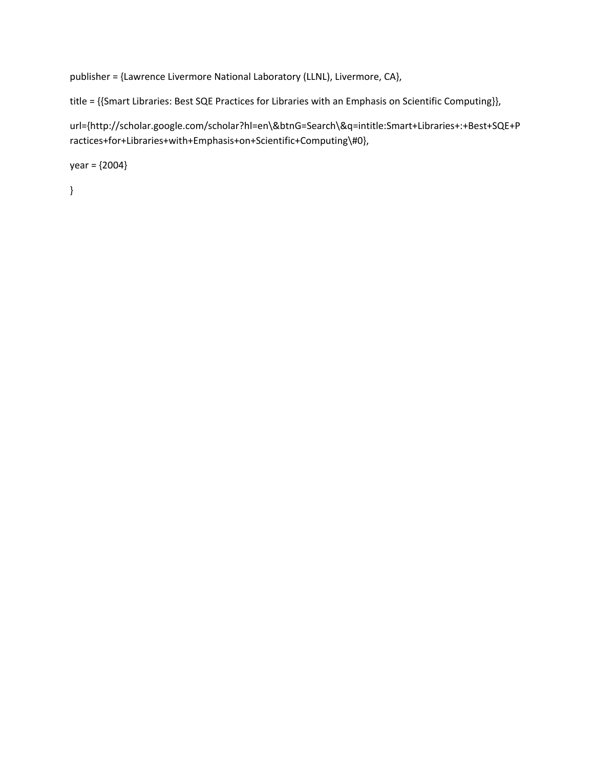publisher = {Lawrence Livermore National Laboratory (LLNL), Livermore, CA},

title = {{Smart Libraries: Best SQE Practices for Libraries with an Emphasis on Scientific Computing}},

url={http://scholar.google.com/scholar?hl=en\&btnG=Search\&q=intitle:Smart+Libraries+:+Best+SQE+Practices+for+Libraries+with+Emphasis+on+Scientific+Computing\#0},

year = {2004}

}